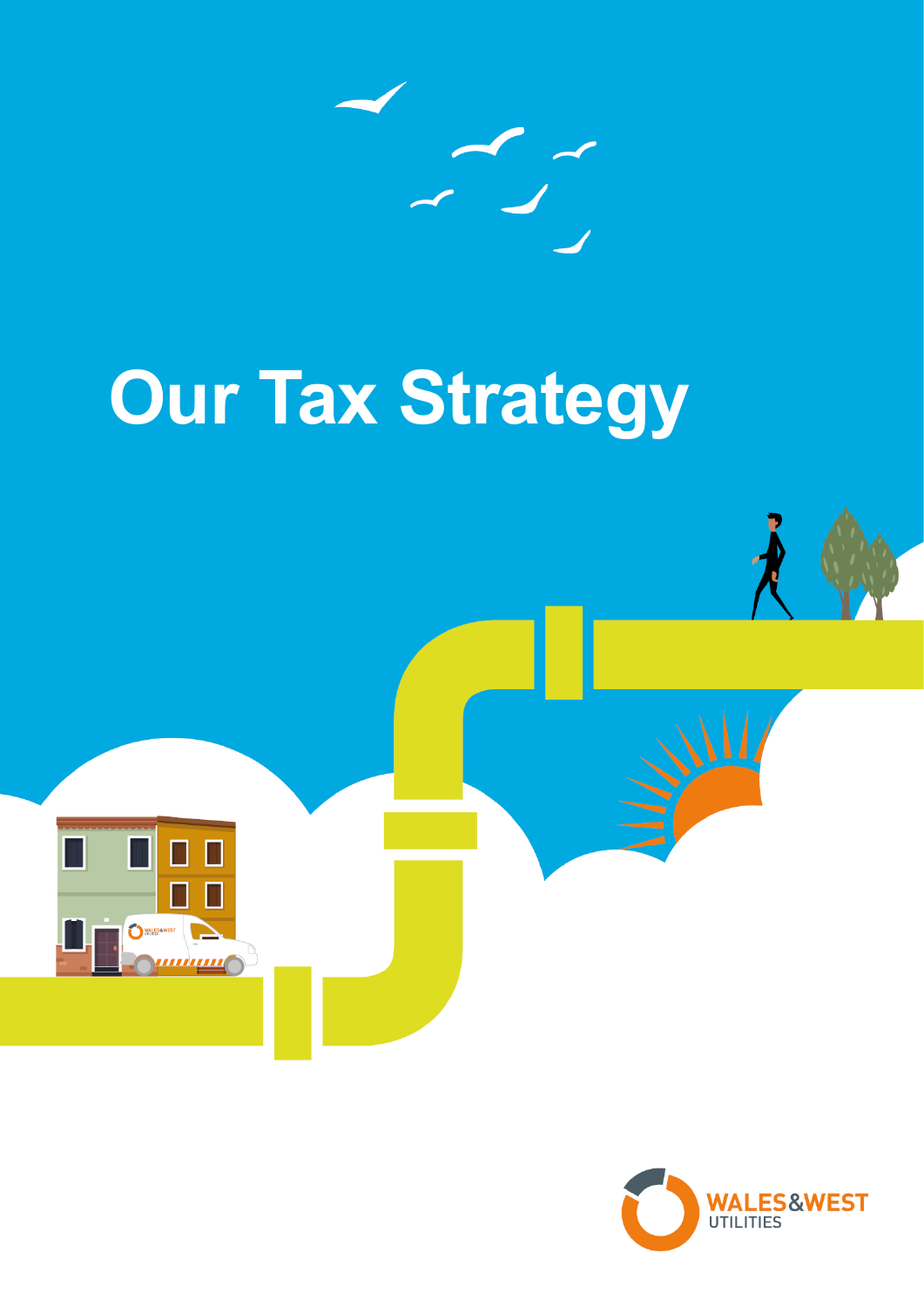# Our Tax Strategy

WALES&WEST UTILITIES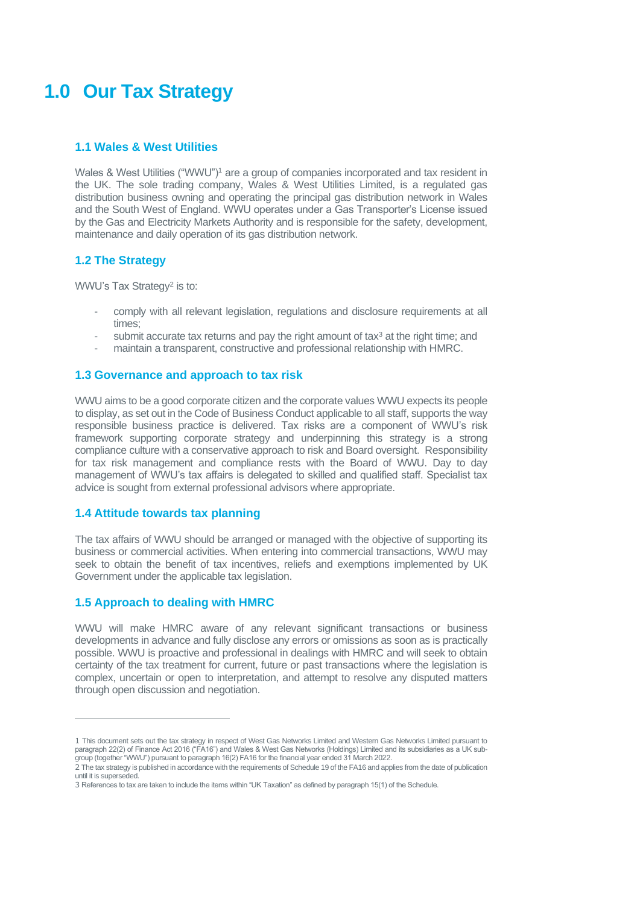# 1.0 Our Tax Strategy

## 1.1 Wales & West Utilities

Wales & West Utilities ("WWU")[1] are a group of companies incorporated and tax resident in the UK. The sole trading company, Wales & West Utilities Limited, is a regulated gas distribution business owning and operating the principal gas distribution network in Wales and the South West of England. WWU operates under a Gas Transporter's License issued by the Gas and Electricity Markets Authority and is responsible for the safety, development, maintenance and daily operation of its gas distribution network.

## 1.2 The Strategy

WWU's Tax Strategy[2] is to:

- comply with all relevant legislation, regulations and disclosure requirements at all times;
- submit accurate tax returns and pay the right amount of tax[3] at the right time; and
- maintain a transparent, constructive and professional relationship with HMRC.

## 1.3 Governance and approach to tax risk

WWU aims to be a good corporate citizen and the corporate values WWU expects its people to display, as set out in the Code of Business Conduct applicable to all staff, supports the way responsible business practice is delivered. Tax risks are a component of WWU's risk framework supporting corporate strategy and underpinning this strategy is a strong compliance culture with a conservative approach to risk and Board oversight. Responsibility for tax risk management and compliance rests with the Board of WWU. Day to day management of WWU's tax affairs is delegated to skilled and qualified staff. Specialist tax advice is sought from external professional advisors where appropriate.

## 1.4 Attitude towards tax planning

The tax affairs of WWU should be arranged or managed with the objective of supporting its business or commercial activities. When entering into commercial transactions, WWU may seek to obtain the benefit of tax incentives, reliefs and exemptions implemented by UK Government under the applicable tax legislation.

## 1.5 Approach to dealing with HMRC

WWU will make HMRC aware of any relevant significant transactions or business developments in advance and fully disclose any errors or omissions as soon as is practically possible. WWU is proactive and professional in dealings with HMRC and will seek to obtain certainty of the tax treatment for current, future or past transactions where the legislation is complex, uncertain or open to interpretation, and attempt to resolve any disputed matters through open discussion and negotiation.

---

1 This document sets out the tax strategy in respect of West Gas Networks Limited and Western Gas Networks Limited pursuant to paragraph 22(2) of Finance Act 2016 ("FA16") and Wales & West Gas Networks (Holdings) Limited and its subsidiaries as a UK sub-group (together "WWU") pursuant to paragraph 16(2) FA16 for the financial year ended 31 March 2022.

2 The tax strategy is published in accordance with the requirements of Schedule 19 of the FA16 and applies from the date of publication until it is superseded.

3 References to tax are taken to include the items within "UK Taxation" as defined by paragraph 15(1) of the Schedule.